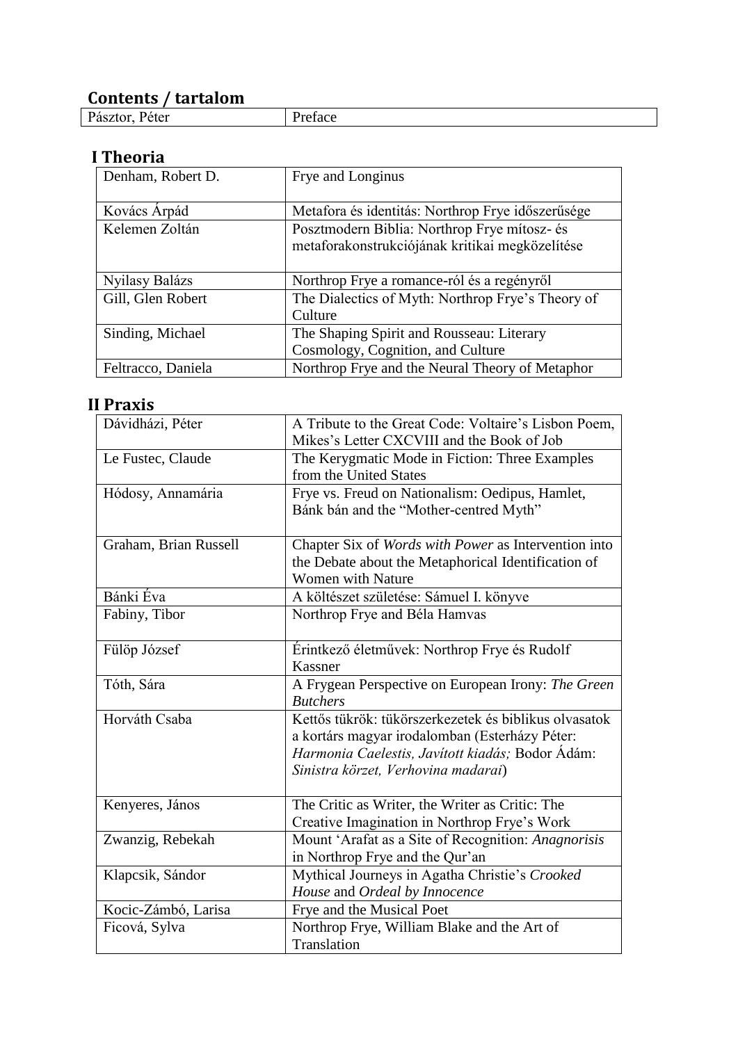## Contents / tartalom

| Pásztor, Péter | Preface |
|---|---|

## I Theoria

| Denham, Robert D. | Frye and Longinus |
|---|---|
| Kovács Árpád | Metafora és identitás: Northrop Frye időszerűsége |
| Kelemen Zoltán | Posztmodern Biblia: Northrop Frye mítosz- és metaforakonstrukciójának kritikai megközelítése |
| Nyilasy Balázs | Northrop Frye a romance-ról és a regényről |
| Gill, Glen Robert | The Dialectics of Myth: Northrop Frye's Theory of Culture |
| Sinding, Michael | The Shaping Spirit and Rousseau: Literary Cosmology, Cognition, and Culture |
| Feltracco, Daniela | Northrop Frye and the Neural Theory of Metaphor |

## II Praxis

| Dávidházi, Péter | A Tribute to the Great Code: Voltaire's Lisbon Poem, Mikes's Letter CXCVIII and the Book of Job |
|---|---|
| Le Fustec, Claude | The Kerygmatic Mode in Fiction: Three Examples from the United States |
| Hódosy, Annamária | Frye vs. Freud on Nationalism: Oedipus, Hamlet, Bánk bán and the "Mother-centred Myth" |
| Graham, Brian Russell | Chapter Six of *Words with Power* as Intervention into the Debate about the Metaphorical Identification of Women with Nature |
| Bánki Éva | A költészet születése: Sámuel I. könyve |
| Fabiny, Tibor | Northrop Frye and Béla Hamvas |
| Fülöp József | Érintkező életművek: Northrop Frye és Rudolf Kassner |
| Tóth, Sára | A Frygean Perspective on European Irony: *The Green Butchers* |
| Horváth Csaba | Kettős tükrök: tükörszerkezetek és biblikus olvasatok a kortárs magyar irodalomban (Esterházy Péter: *Harmonia Caelestis, Javított kiadás;* Bodor Ádám: *Sinistra körzet, Verhovina madarai*) |
| Kenyeres, János | The Critic as Writer, the Writer as Critic: The Creative Imagination in Northrop Frye's Work |
| Zwanzig, Rebekah | Mount 'Arafat as a Site of Recognition: *Anagnorisis* in Northrop Frye and the Qur'an |
| Klapcsik, Sándor | Mythical Journeys in Agatha Christie's *Crooked House* and *Ordeal by Innocence* |
| Kocic-Zámbó, Larisa | Frye and the Musical Poet |
| Ficová, Sylva | Northrop Frye, William Blake and the Art of Translation |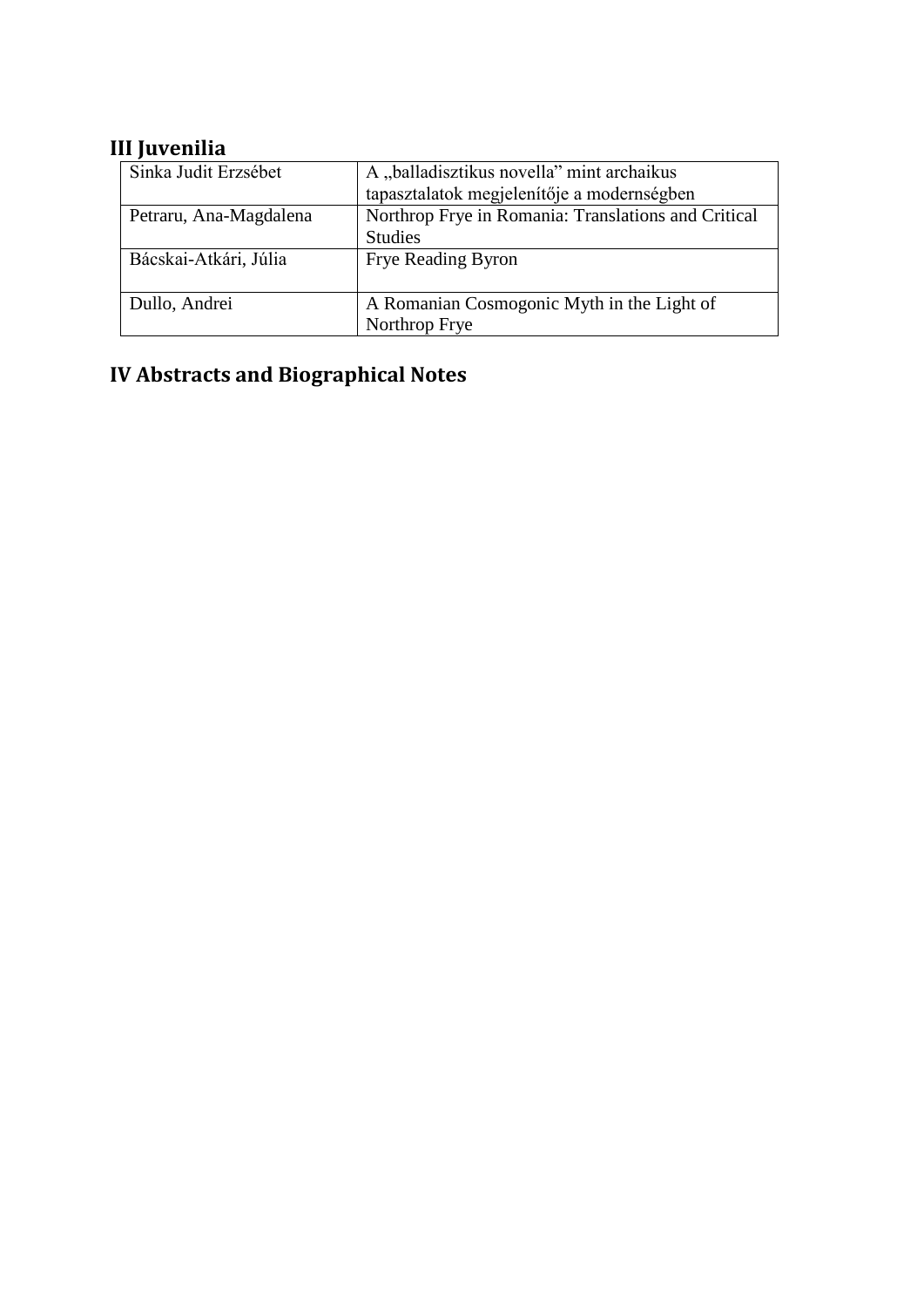## III Juvenilia

| | |
|---|---|
| Sinka Judit Erzsébet | A „balladisztikus novella" mint archaikus tapasztalatok megjelenítője a modernségben |
| Petraru, Ana-Magdalena | Northrop Frye in Romania: Translations and Critical Studies |
| Bácskai-Atkári, Júlia | Frye Reading Byron |
| Dullo, Andrei | A Romanian Cosmogonic Myth in the Light of Northrop Frye |

## IV Abstracts and Biographical Notes